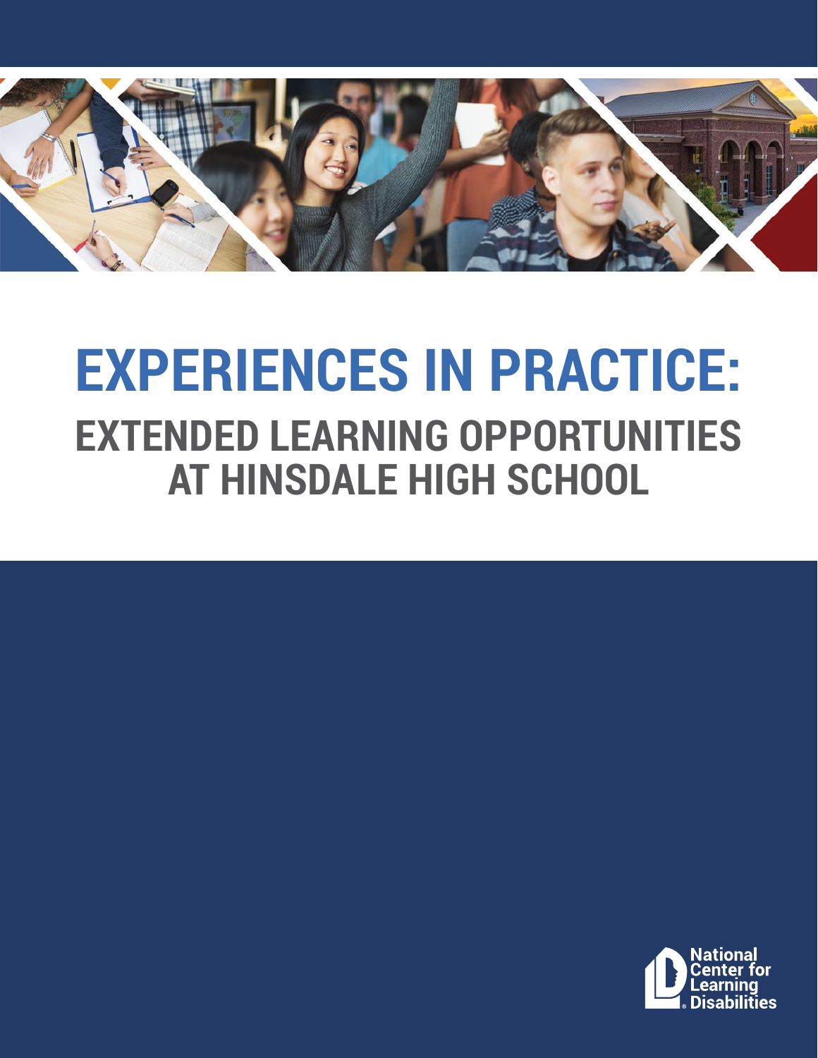# EXPERIENCES IN PRACTICE:

## EXTENDED LEARNING OPPORTUNITIES AT HINSDALE HIGH SCHOOL

National Center for Learning Disabilities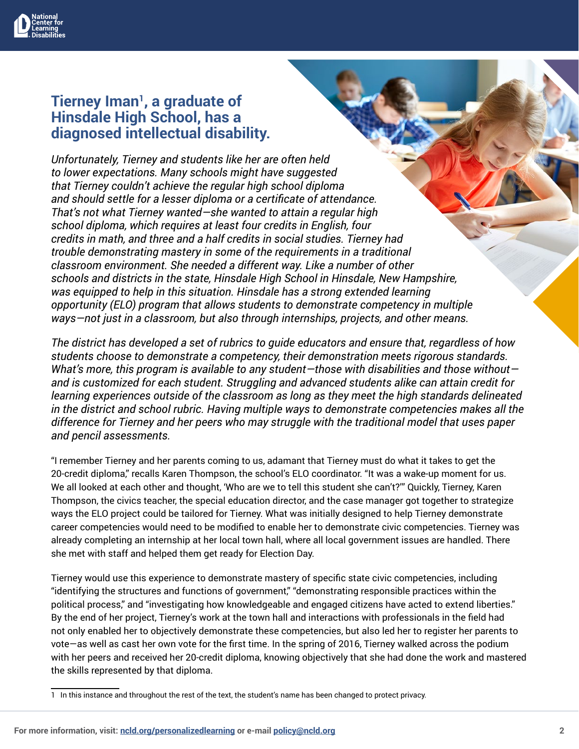## Tierney Iman[1], a graduate of Hinsdale High School, has a diagnosed intellectual disability.

*Unfortunately, Tierney and students like her are often held to lower expectations. Many schools might have suggested that Tierney couldn't achieve the regular high school diploma and should settle for a lesser diploma or a certificate of attendance. That's not what Tierney wanted—she wanted to attain a regular high school diploma, which requires at least four credits in English, four credits in math, and three and a half credits in social studies. Tierney had trouble demonstrating mastery in some of the requirements in a traditional classroom environment. She needed a different way. Like a number of other schools and districts in the state, Hinsdale High School in Hinsdale, New Hampshire, was equipped to help in this situation. Hinsdale has a strong extended learning opportunity (ELO) program that allows students to demonstrate competency in multiple ways—not just in a classroom, but also through internships, projects, and other means.*

*The district has developed a set of rubrics to guide educators and ensure that, regardless of how students choose to demonstrate a competency, their demonstration meets rigorous standards. What's more, this program is available to any student—those with disabilities and those without—and is customized for each student. Struggling and advanced students alike can attain credit for learning experiences outside of the classroom as long as they meet the high standards delineated in the district and school rubric. Having multiple ways to demonstrate competencies makes all the difference for Tierney and her peers who may struggle with the traditional model that uses paper and pencil assessments.*

"I remember Tierney and her parents coming to us, adamant that Tierney must do what it takes to get the 20-credit diploma," recalls Karen Thompson, the school's ELO coordinator. "It was a wake-up moment for us. We all looked at each other and thought, 'Who are we to tell this student she can't?'" Quickly, Tierney, Karen Thompson, the civics teacher, the special education director, and the case manager got together to strategize ways the ELO project could be tailored for Tierney. What was initially designed to help Tierney demonstrate career competencies would need to be modified to enable her to demonstrate civic competencies. Tierney was already completing an internship at her local town hall, where all local government issues are handled. There she met with staff and helped them get ready for Election Day.

Tierney would use this experience to demonstrate mastery of specific state civic competencies, including "identifying the structures and functions of government," "demonstrating responsible practices within the political process," and "investigating how knowledgeable and engaged citizens have acted to extend liberties." By the end of her project, Tierney's work at the town hall and interactions with professionals in the field had not only enabled her to objectively demonstrate these competencies, but also led her to register her parents to vote—as well as cast her own vote for the first time. In the spring of 2016, Tierney walked across the podium with her peers and received her 20-credit diploma, knowing objectively that she had done the work and mastered the skills represented by that diploma.

---

1 In this instance and throughout the rest of the text, the student's name has been changed to protect privacy.

For more information, visit: ncld.org/personalizedlearning or e-mail policy@ncld.org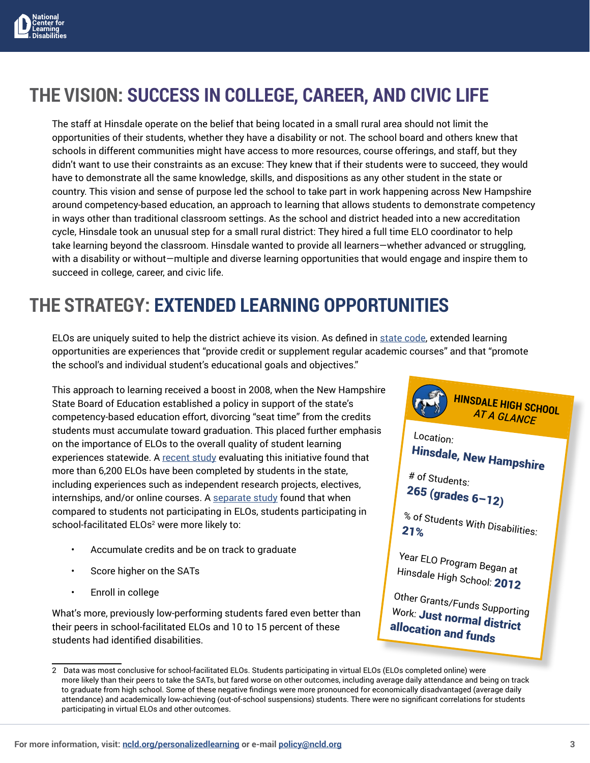## THE VISION: SUCCESS IN COLLEGE, CAREER, AND CIVIC LIFE

The staff at Hinsdale operate on the belief that being located in a small rural area should not limit the opportunities of their students, whether they have a disability or not. The school board and others knew that schools in different communities might have access to more resources, course offerings, and staff, but they didn't want to use their constraints as an excuse: They knew that if their students were to succeed, they would have to demonstrate all the same knowledge, skills, and dispositions as any other student in the state or country. This vision and sense of purpose led the school to take part in work happening across New Hampshire around competency-based education, an approach to learning that allows students to demonstrate competency in ways other than traditional classroom settings. As the school and district headed into a new accreditation cycle, Hinsdale took an unusual step for a small rural district: They hired a full time ELO coordinator to help take learning beyond the classroom. Hinsdale wanted to provide all learners—whether advanced or struggling, with a disability or without—multiple and diverse learning opportunities that would engage and inspire them to succeed in college, career, and civic life.

## THE STRATEGY: EXTENDED LEARNING OPPORTUNITIES

ELOs are uniquely suited to help the district achieve its vision. As defined in state code, extended learning opportunities are experiences that "provide credit or supplement regular academic courses" and that "promote the school's and individual student's educational goals and objectives."

This approach to learning received a boost in 2008, when the New Hampshire State Board of Education established a policy in support of the state's competency-based education effort, divorcing "seat time" from the credits students must accumulate toward graduation. This placed further emphasis on the importance of ELOs to the overall quality of student learning experiences statewide. A recent study evaluating this initiative found that more than 6,200 ELOs have been completed by students in the state, including experiences such as independent research projects, electives, internships, and/or online courses. A separate study found that when compared to students not participating in ELOs, students participating in school-facilitated ELOs[2] were more likely to:

- Accumulate credits and be on track to graduate
- Score higher on the SATs
- Enroll in college

What's more, previously low-performing students fared even better than their peers in school-facilitated ELOs and 10 to 15 percent of these students had identified disabilities.

**HINSDALE HIGH SCHOOL *AT A GLANCE***

Location: **Hinsdale, New Hampshire**

# of Students: **265 (grades 6–12)**

% of Students With Disabilities: **21%**

Year ELO Program Began at Hinsdale High School: **2012**

Other Grants/Funds Supporting Work: **Just normal district allocation and funds**

---

2 Data was most conclusive for school-facilitated ELOs. Students participating in virtual ELOs (ELOs completed online) were more likely than their peers to take the SATs, but fared worse on other outcomes, including average daily attendance and being on track to graduate from high school. Some of these negative findings were more pronounced for economically disadvantaged (average daily attendance) and academically low-achieving (out-of-school suspensions) students. There were no significant correlations for students participating in virtual ELOs and other outcomes.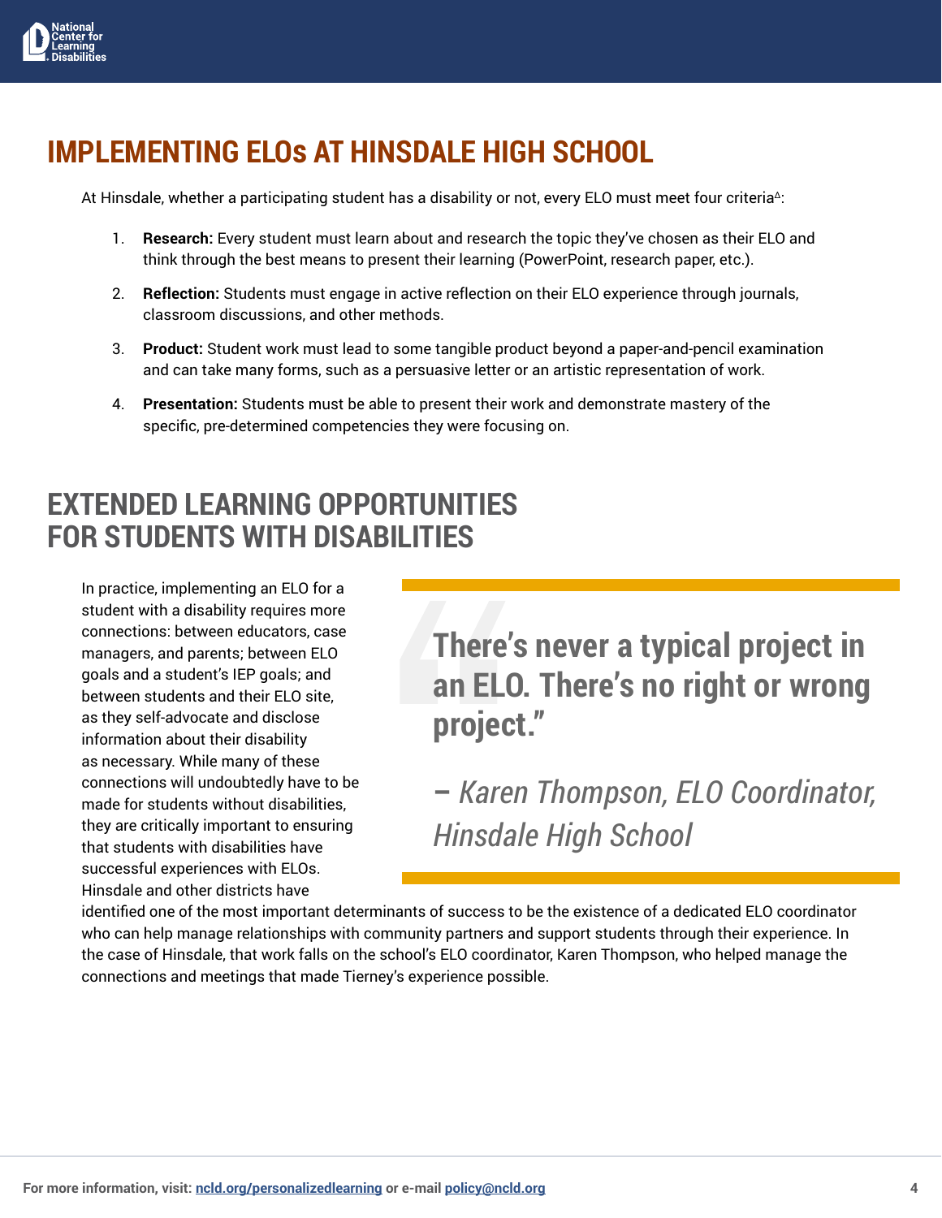## IMPLEMENTING ELOs AT HINSDALE HIGH SCHOOL

At Hinsdale, whether a participating student has a disability or not, every ELO must meet four criteria[Δ]:

1. **Research:** Every student must learn about and research the topic they've chosen as their ELO and think through the best means to present their learning (PowerPoint, research paper, etc.).
2. **Reflection:** Students must engage in active reflection on their ELO experience through journals, classroom discussions, and other methods.
3. **Product:** Student work must lead to some tangible product beyond a paper-and-pencil examination and can take many forms, such as a persuasive letter or an artistic representation of work.
4. **Presentation:** Students must be able to present their work and demonstrate mastery of the specific, pre-determined competencies they were focusing on.

## EXTENDED LEARNING OPPORTUNITIES FOR STUDENTS WITH DISABILITIES

In practice, implementing an ELO for a student with a disability requires more connections: between educators, case managers, and parents; between ELO goals and a student's IEP goals; and between students and their ELO site, as they self-advocate and disclose information about their disability as necessary. While many of these connections will undoubtedly have to be made for students without disabilities, they are critically important to ensuring that students with disabilities have successful experiences with ELOs. Hinsdale and other districts have identified one of the most important determinants of success to be the existence of a dedicated ELO coordinator who can help manage relationships with community partners and support students through their experience. In the case of Hinsdale, that work falls on the school's ELO coordinator, Karen Thompson, who helped manage the connections and meetings that made Tierney's experience possible.

> **There's never a typical project in an ELO. There's no right or wrong project."**
>
> *– Karen Thompson, ELO Coordinator, Hinsdale High School*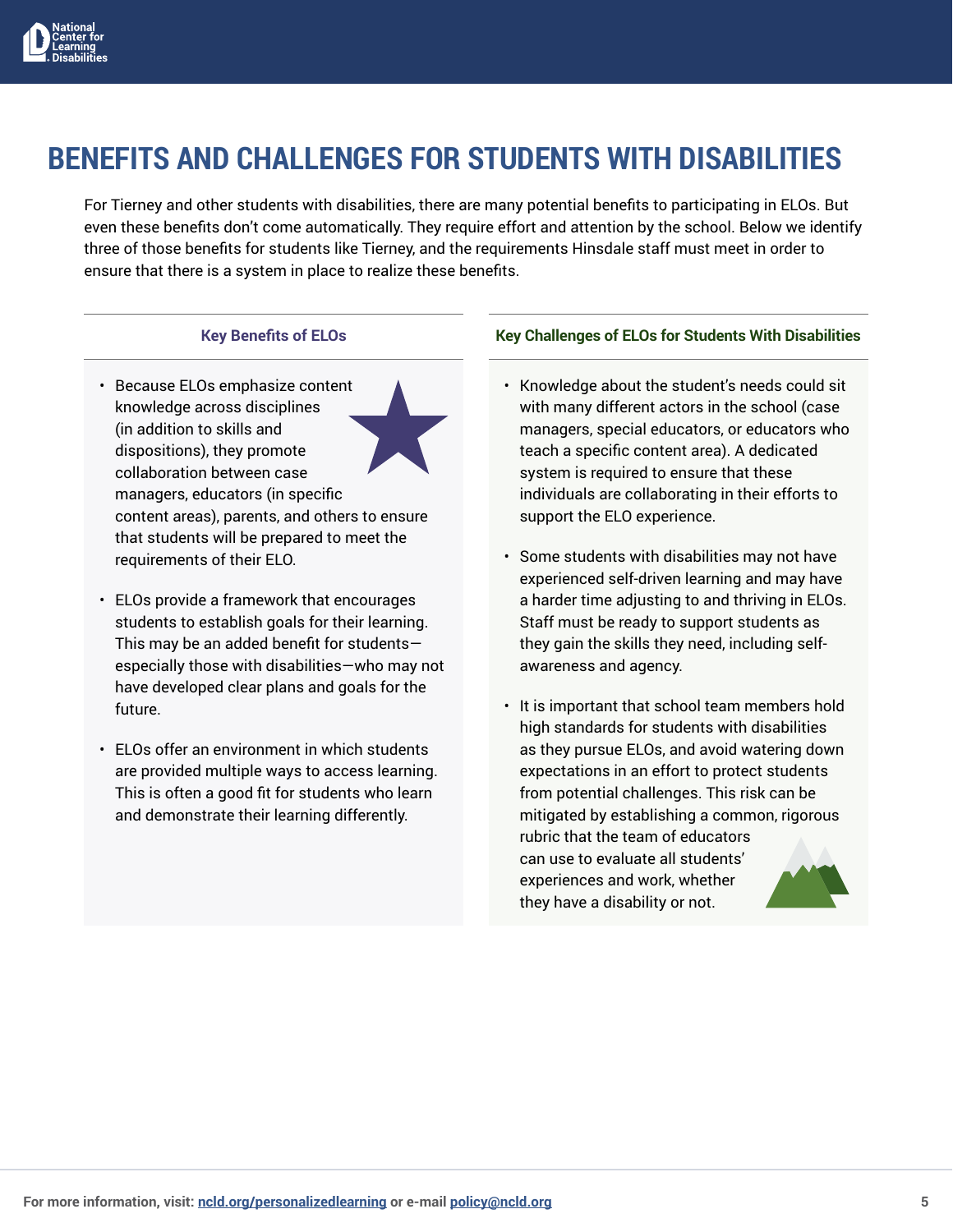# BENEFITS AND CHALLENGES FOR STUDENTS WITH DISABILITIES

For Tierney and other students with disabilities, there are many potential benefits to participating in ELOs. But even these benefits don't come automatically. They require effort and attention by the school. Below we identify three of those benefits for students like Tierney, and the requirements Hinsdale staff must meet in order to ensure that there is a system in place to realize these benefits.

### Key Benefits of ELOs

- Because ELOs emphasize content knowledge across disciplines (in addition to skills and dispositions), they promote collaboration between case managers, educators (in specific content areas), parents, and others to ensure that students will be prepared to meet the requirements of their ELO.
- ELOs provide a framework that encourages students to establish goals for their learning. This may be an added benefit for students—especially those with disabilities—who may not have developed clear plans and goals for the future.
- ELOs offer an environment in which students are provided multiple ways to access learning. This is often a good fit for students who learn and demonstrate their learning differently.

### Key Challenges of ELOs for Students With Disabilities

- Knowledge about the student's needs could sit with many different actors in the school (case managers, special educators, or educators who teach a specific content area). A dedicated system is required to ensure that these individuals are collaborating in their efforts to support the ELO experience.
- Some students with disabilities may not have experienced self-driven learning and may have a harder time adjusting to and thriving in ELOs. Staff must be ready to support students as they gain the skills they need, including self-awareness and agency.
- It is important that school team members hold high standards for students with disabilities as they pursue ELOs, and avoid watering down expectations in an effort to protect students from potential challenges. This risk can be mitigated by establishing a common, rigorous rubric that the team of educators can use to evaluate all students' experiences and work, whether they have a disability or not.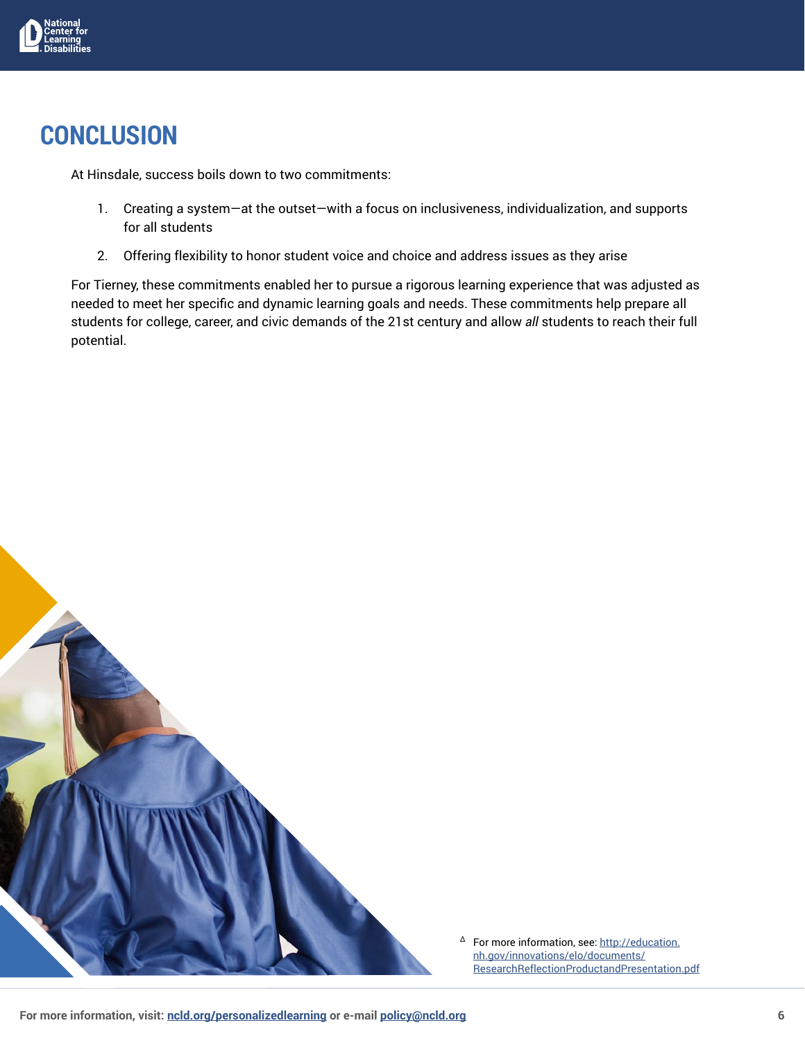# CONCLUSION

At Hinsdale, success boils down to two commitments:

1. Creating a system—at the outset—with a focus on inclusiveness, individualization, and supports for all students
2. Offering flexibility to honor student voice and choice and address issues as they arise

For Tierney, these commitments enabled her to pursue a rigorous learning experience that was adjusted as needed to meet her specific and dynamic learning goals and needs. These commitments help prepare all students for college, career, and civic demands of the 21st century and allow *all* students to reach their full potential.

Δ For more information, see: http://education.nh.gov/innovations/elo/documents/ResearchReflectionProductandPresentation.pdf

For more information, visit: **ncld.org/personalizedlearning** or e-mail **policy@ncld.org**